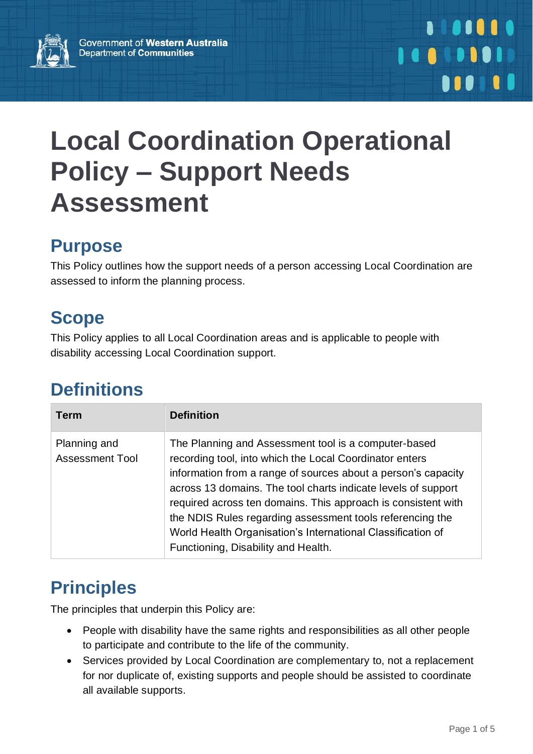Government of Western Australia
Department of Communities

# Local Coordination Operational Policy – Support Needs Assessment

## Purpose

This Policy outlines how the support needs of a person accessing Local Coordination are assessed to inform the planning process.

## Scope

This Policy applies to all Local Coordination areas and is applicable to people with disability accessing Local Coordination support.

## Definitions

| Term | Definition |
|---|---|
| Planning and Assessment Tool | The Planning and Assessment tool is a computer-based recording tool, into which the Local Coordinator enters information from a range of sources about a person's capacity across 13 domains. The tool charts indicate levels of support required across ten domains. This approach is consistent with the NDIS Rules regarding assessment tools referencing the World Health Organisation's International Classification of Functioning, Disability and Health. |

## Principles

The principles that underpin this Policy are:

- People with disability have the same rights and responsibilities as all other people to participate and contribute to the life of the community.
- Services provided by Local Coordination are complementary to, not a replacement for nor duplicate of, existing supports and people should be assisted to coordinate all available supports.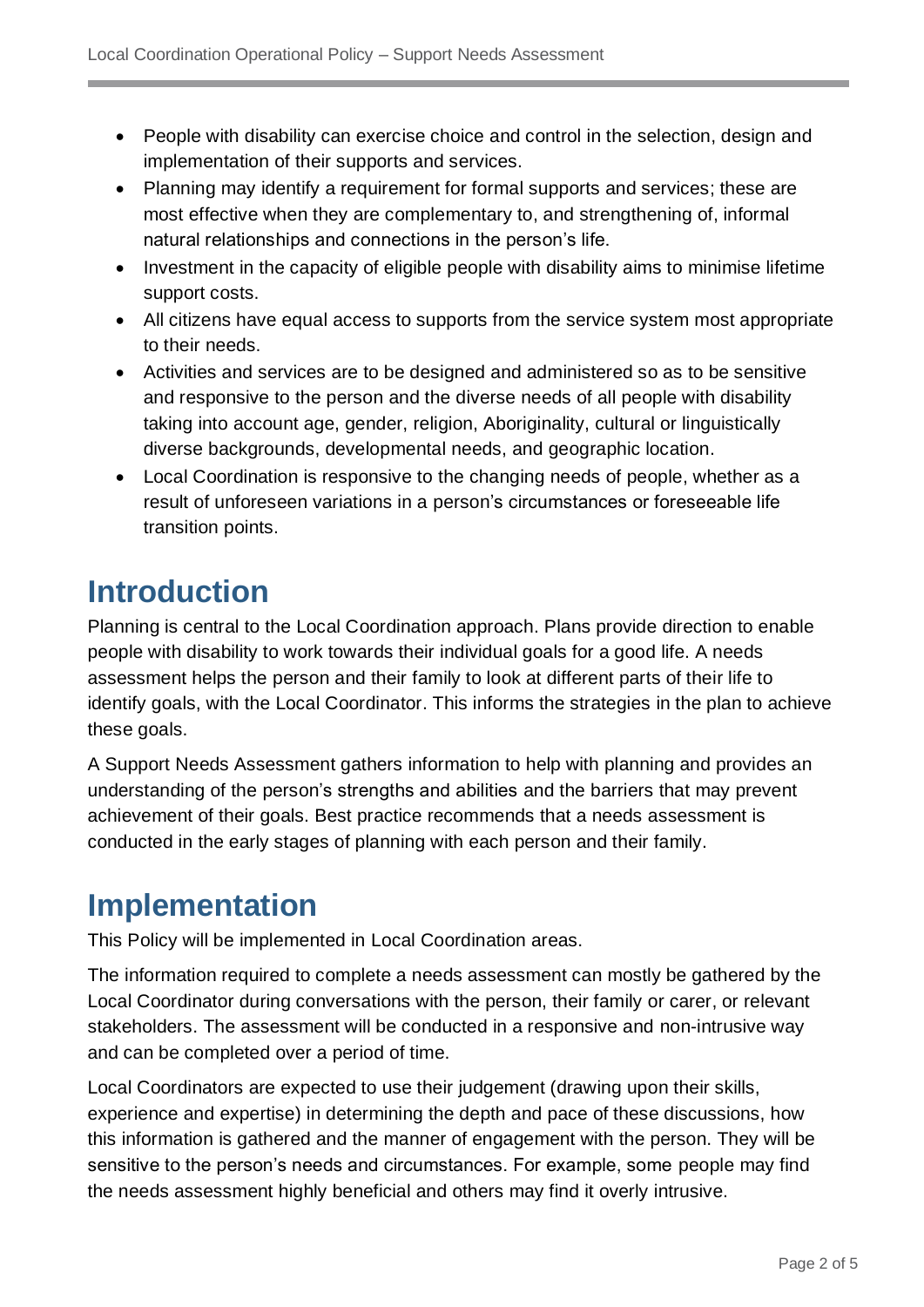- People with disability can exercise choice and control in the selection, design and implementation of their supports and services.
- Planning may identify a requirement for formal supports and services; these are most effective when they are complementary to, and strengthening of, informal natural relationships and connections in the person's life.
- Investment in the capacity of eligible people with disability aims to minimise lifetime support costs.
- All citizens have equal access to supports from the service system most appropriate to their needs.
- Activities and services are to be designed and administered so as to be sensitive and responsive to the person and the diverse needs of all people with disability taking into account age, gender, religion, Aboriginality, cultural or linguistically diverse backgrounds, developmental needs, and geographic location.
- Local Coordination is responsive to the changing needs of people, whether as a result of unforeseen variations in a person's circumstances or foreseeable life transition points.

# Introduction

Planning is central to the Local Coordination approach. Plans provide direction to enable people with disability to work towards their individual goals for a good life. A needs assessment helps the person and their family to look at different parts of their life to identify goals, with the Local Coordinator. This informs the strategies in the plan to achieve these goals.

A Support Needs Assessment gathers information to help with planning and provides an understanding of the person's strengths and abilities and the barriers that may prevent achievement of their goals. Best practice recommends that a needs assessment is conducted in the early stages of planning with each person and their family.

# Implementation

This Policy will be implemented in Local Coordination areas.

The information required to complete a needs assessment can mostly be gathered by the Local Coordinator during conversations with the person, their family or carer, or relevant stakeholders. The assessment will be conducted in a responsive and non-intrusive way and can be completed over a period of time.

Local Coordinators are expected to use their judgement (drawing upon their skills, experience and expertise) in determining the depth and pace of these discussions, how this information is gathered and the manner of engagement with the person. They will be sensitive to the person's needs and circumstances. For example, some people may find the needs assessment highly beneficial and others may find it overly intrusive.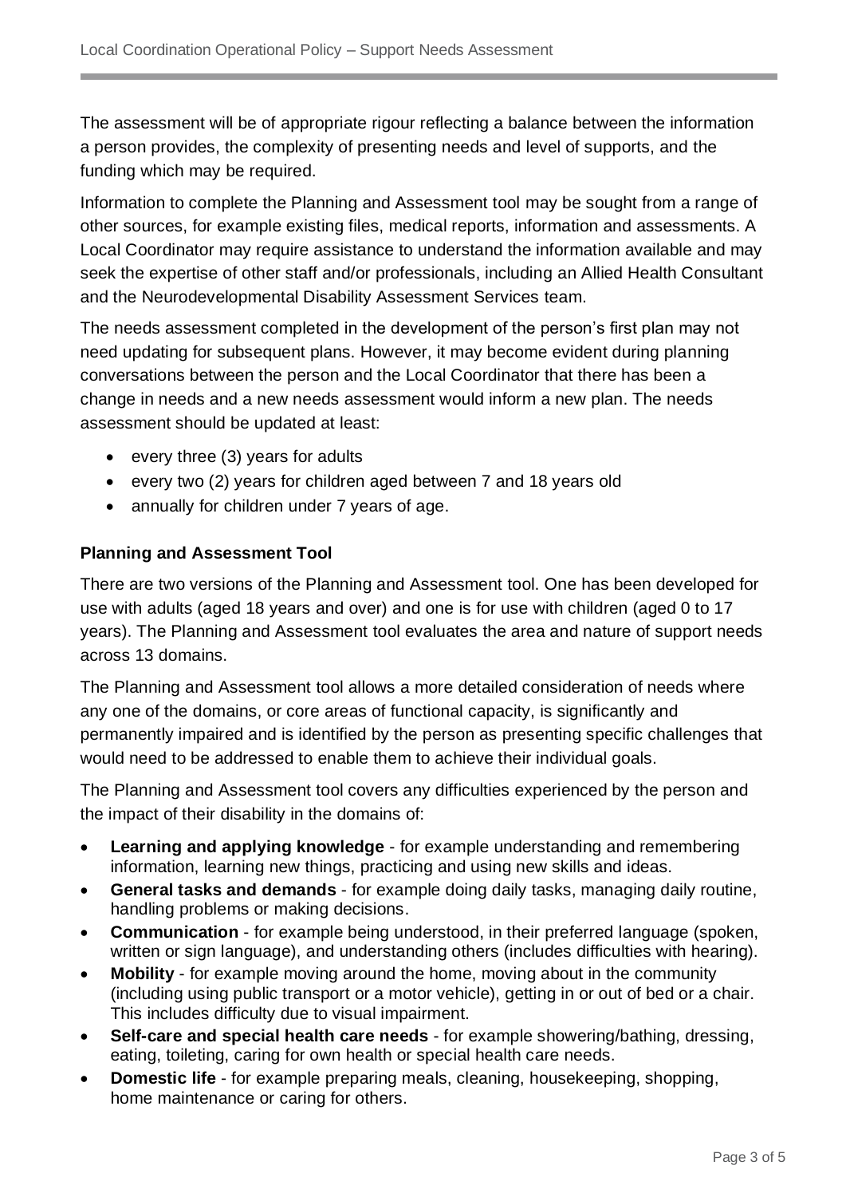The assessment will be of appropriate rigour reflecting a balance between the information a person provides, the complexity of presenting needs and level of supports, and the funding which may be required.

Information to complete the Planning and Assessment tool may be sought from a range of other sources, for example existing files, medical reports, information and assessments. A Local Coordinator may require assistance to understand the information available and may seek the expertise of other staff and/or professionals, including an Allied Health Consultant and the Neurodevelopmental Disability Assessment Services team.

The needs assessment completed in the development of the person's first plan may not need updating for subsequent plans. However, it may become evident during planning conversations between the person and the Local Coordinator that there has been a change in needs and a new needs assessment would inform a new plan. The needs assessment should be updated at least:

- every three (3) years for adults
- every two (2) years for children aged between 7 and 18 years old
- annually for children under 7 years of age.

### Planning and Assessment Tool

There are two versions of the Planning and Assessment tool. One has been developed for use with adults (aged 18 years and over) and one is for use with children (aged 0 to 17 years). The Planning and Assessment tool evaluates the area and nature of support needs across 13 domains.

The Planning and Assessment tool allows a more detailed consideration of needs where any one of the domains, or core areas of functional capacity, is significantly and permanently impaired and is identified by the person as presenting specific challenges that would need to be addressed to enable them to achieve their individual goals.

The Planning and Assessment tool covers any difficulties experienced by the person and the impact of their disability in the domains of:

- **Learning and applying knowledge** - for example understanding and remembering information, learning new things, practicing and using new skills and ideas.
- **General tasks and demands** - for example doing daily tasks, managing daily routine, handling problems or making decisions.
- **Communication** - for example being understood, in their preferred language (spoken, written or sign language), and understanding others (includes difficulties with hearing).
- **Mobility** - for example moving around the home, moving about in the community (including using public transport or a motor vehicle), getting in or out of bed or a chair. This includes difficulty due to visual impairment.
- **Self-care and special health care needs** - for example showering/bathing, dressing, eating, toileting, caring for own health or special health care needs.
- **Domestic life** - for example preparing meals, cleaning, housekeeping, shopping, home maintenance or caring for others.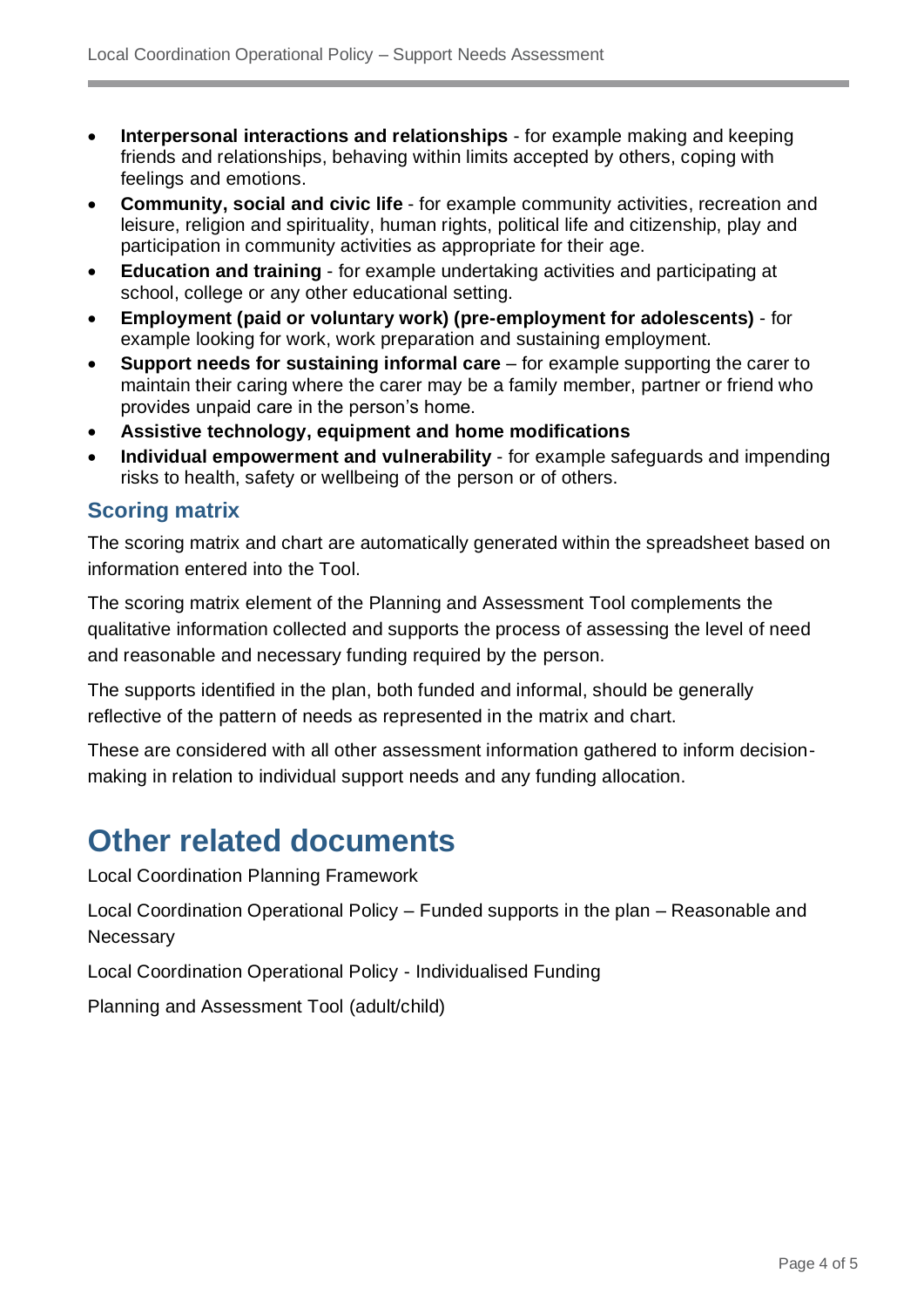- **Interpersonal interactions and relationships** - for example making and keeping friends and relationships, behaving within limits accepted by others, coping with feelings and emotions.
- **Community, social and civic life** - for example community activities, recreation and leisure, religion and spirituality, human rights, political life and citizenship, play and participation in community activities as appropriate for their age.
- **Education and training** - for example undertaking activities and participating at school, college or any other educational setting.
- **Employment (paid or voluntary work) (pre-employment for adolescents)** - for example looking for work, work preparation and sustaining employment.
- **Support needs for sustaining informal care** – for example supporting the carer to maintain their caring where the carer may be a family member, partner or friend who provides unpaid care in the person's home.
- **Assistive technology, equipment and home modifications**
- **Individual empowerment and vulnerability** - for example safeguards and impending risks to health, safety or wellbeing of the person or of others.

### Scoring matrix

The scoring matrix and chart are automatically generated within the spreadsheet based on information entered into the Tool.

The scoring matrix element of the Planning and Assessment Tool complements the qualitative information collected and supports the process of assessing the level of need and reasonable and necessary funding required by the person.

The supports identified in the plan, both funded and informal, should be generally reflective of the pattern of needs as represented in the matrix and chart.

These are considered with all other assessment information gathered to inform decision-making in relation to individual support needs and any funding allocation.

## Other related documents

Local Coordination Planning Framework

Local Coordination Operational Policy – Funded supports in the plan – Reasonable and Necessary

Local Coordination Operational Policy - Individualised Funding

Planning and Assessment Tool (adult/child)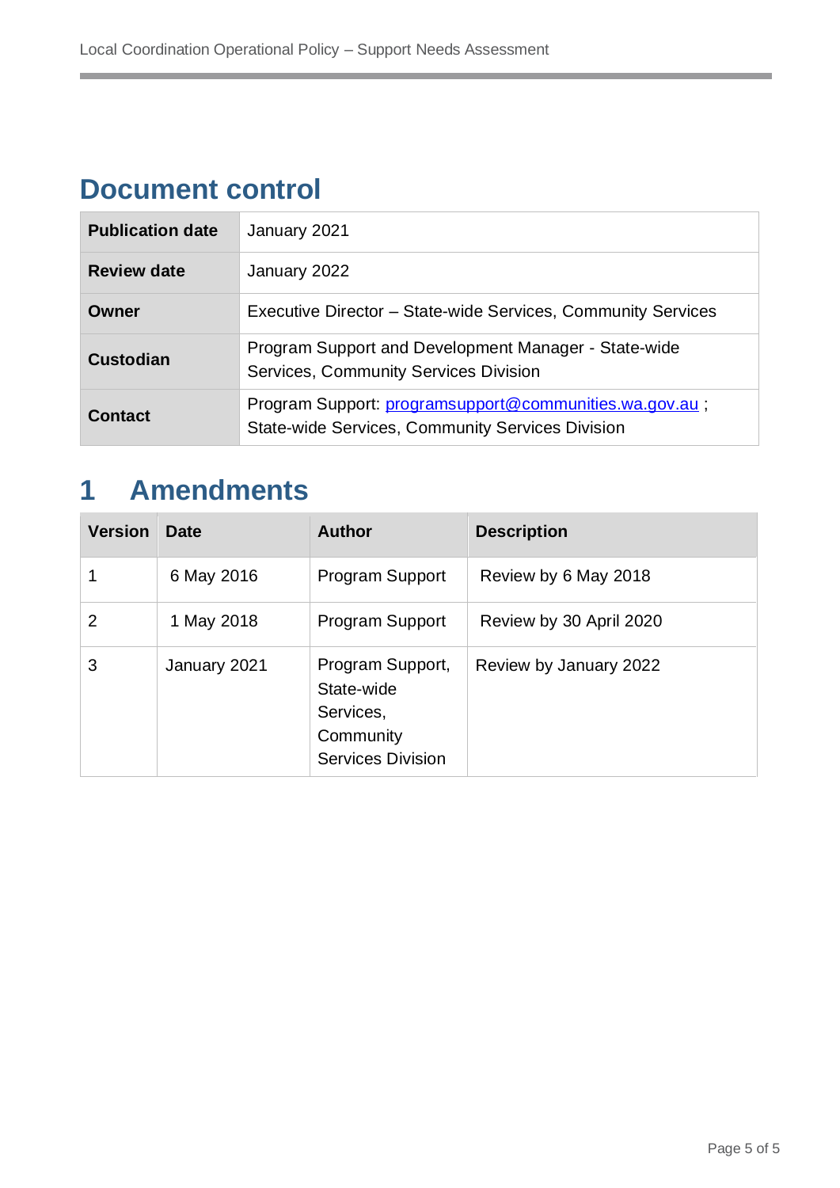# Document control

| | |
|---|---|
| **Publication date** | January 2021 |
| **Review date** | January 2022 |
| **Owner** | Executive Director – State-wide Services, Community Services |
| **Custodian** | Program Support and Development Manager - State-wide Services, Community Services Division |
| **Contact** | Program Support: programsupport@communities.wa.gov.au ; State-wide Services, Community Services Division |

# 1 Amendments

| Version | Date | Author | Description |
|---|---|---|---|
| 1 | 6 May 2016 | Program Support | Review by 6 May 2018 |
| 2 | 1 May 2018 | Program Support | Review by 30 April 2020 |
| 3 | January 2021 | Program Support, State-wide Services, Community Services Division | Review by January 2022 |